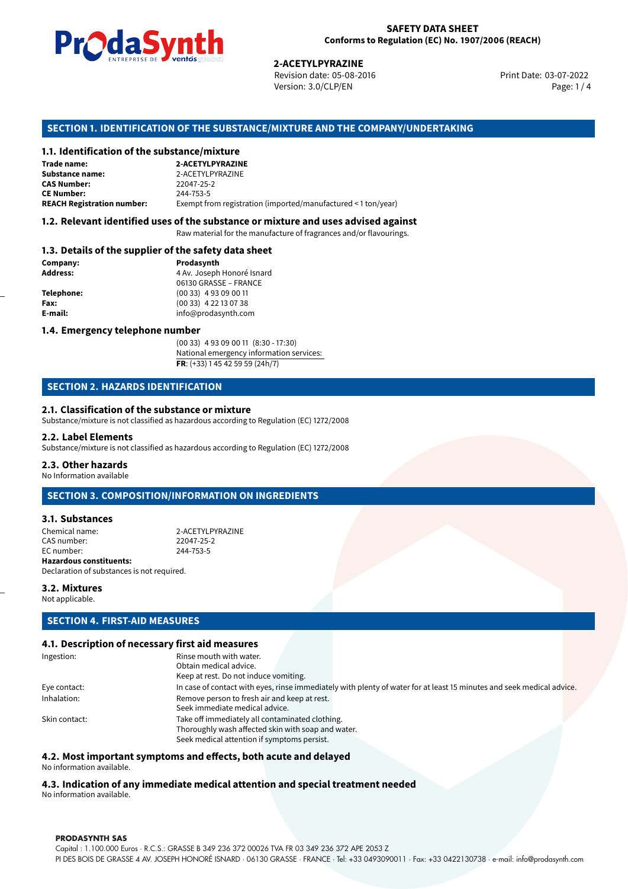**SAFETY DATA SHEET**
**Conforms to Regulation (EC) No. 1907/2006 (REACH)**

**2-ACETYLPYRAZINE**
Revision date: 05-08-2016
Version: 3.0/CLP/EN
Print Date: 03-07-2022

## SECTION 1. IDENTIFICATION OF THE SUBSTANCE/MIXTURE AND THE COMPANY/UNDERTAKING

### 1.1. Identification of the substance/mixture

| | |
|---|---|
| **Trade name:** | **2-ACETYLPYRAZINE** |
| **Substance name:** | 2-ACETYLPYRAZINE |
| **CAS Number:** | 22047-25-2 |
| **CE Number:** | 244-753-5 |
| **REACH Registration number:** | Exempt from registration (imported/manufactured < 1 ton/year) |

### 1.2. Relevant identified uses of the substance or mixture and uses advised against

Raw material for the manufacture of fragrances and/or flavourings.

### 1.3. Details of the supplier of the safety data sheet

| | |
|---|---|
| **Company:** | **Prodasynth** |
| **Address:** | 4 Av. Joseph Honoré Isnard<br>06130 GRASSE – FRANCE |
| **Telephone:** | (00 33) 4 93 09 00 11 |
| **Fax:** | (00 33) 4 22 13 07 38 |
| **E-mail:** | info@prodasynth.com |

### 1.4. Emergency telephone number

(00 33) 4 93 09 00 11 (8:30 - 17:30)
National emergency information services:
**FR**: (+33) 1 45 42 59 59 (24h/7)

## SECTION 2. HAZARDS IDENTIFICATION

### 2.1. Classification of the substance or mixture

Substance/mixture is not classified as hazardous according to Regulation (EC) 1272/2008

### 2.2. Label Elements

Substance/mixture is not classified as hazardous according to Regulation (EC) 1272/2008

### 2.3. Other hazards

No Information available

## SECTION 3. COMPOSITION/INFORMATION ON INGREDIENTS

### 3.1. Substances

| | |
|---|---|
| Chemical name: | 2-ACETYLPYRAZINE |
| CAS number: | 22047-25-2 |
| EC number: | 244-753-5 |

**Hazardous constituents:**
Declaration of substances is not required.

### 3.2. Mixtures

Not applicable.

## SECTION 4. FIRST-AID MEASURES

### 4.1. Description of necessary first aid measures

| | |
|---|---|
| Ingestion: | Rinse mouth with water.<br>Obtain medical advice.<br>Keep at rest. Do not induce vomiting. |
| Eye contact: | In case of contact with eyes, rinse immediately with plenty of water for at least 15 minutes and seek medical advice. |
| Inhalation: | Remove person to fresh air and keep at rest.<br>Seek immediate medical advice. |
| Skin contact: | Take off immediately all contaminated clothing.<br>Thoroughly wash affected skin with soap and water.<br>Seek medical attention if symptoms persist. |

### 4.2. Most important symptoms and effects, both acute and delayed

No information available.

### 4.3. Indication of any immediate medical attention and special treatment needed

No information available.

**PRODASYNTH SAS**
Capital : 1.100.000 Euros · R.C.S.: GRASSE B 349 236 372 00026 TVA FR 03 349 236 372 APE 2053 Z
PI DES BOIS DE GRASSE 4 AV. JOSEPH HONORÉ ISNARD · 06130 GRASSE · FRANCE · Tel: +33 0493090011 · Fax: +33 0422130738 · e-mail: info@prodasynth.com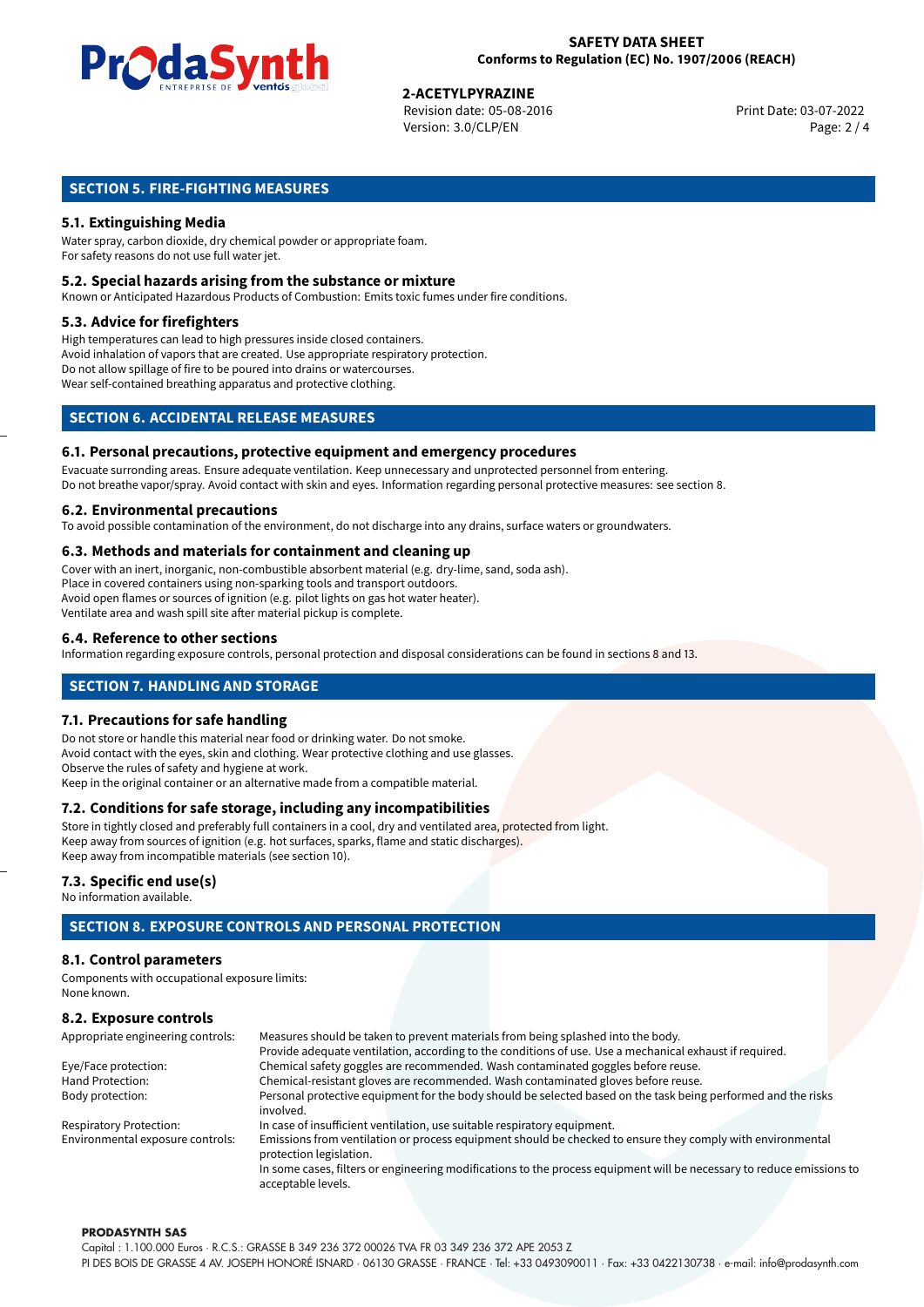## SECTION 5. FIRE-FIGHTING MEASURES

### 5.1. Extinguishing Media

Water spray, carbon dioxide, dry chemical powder or appropriate foam.
For safety reasons do not use full water jet.

### 5.2. Special hazards arising from the substance or mixture

Known or Anticipated Hazardous Products of Combustion: Emits toxic fumes under fire conditions.

### 5.3. Advice for firefighters

High temperatures can lead to high pressures inside closed containers.
Avoid inhalation of vapors that are created. Use appropriate respiratory protection.
Do not allow spillage of fire to be poured into drains or watercourses.
Wear self-contained breathing apparatus and protective clothing.

## SECTION 6. ACCIDENTAL RELEASE MEASURES

### 6.1. Personal precautions, protective equipment and emergency procedures

Evacuate surrounding areas. Ensure adequate ventilation. Keep unnecessary and unprotected personnel from entering.
Do not breathe vapor/spray. Avoid contact with skin and eyes. Information regarding personal protective measures: see section 8.

### 6.2. Environmental precautions

To avoid possible contamination of the environment, do not discharge into any drains, surface waters or groundwaters.

### 6.3. Methods and materials for containment and cleaning up

Cover with an inert, inorganic, non-combustible absorbent material (e.g. dry-lime, sand, soda ash).
Place in covered containers using non-sparking tools and transport outdoors.
Avoid open flames or sources of ignition (e.g. pilot lights on gas hot water heater).
Ventilate area and wash spill site after material pickup is complete.

### 6.4. Reference to other sections

Information regarding exposure controls, personal protection and disposal considerations can be found in sections 8 and 13.

## SECTION 7. HANDLING AND STORAGE

### 7.1. Precautions for safe handling

Do not store or handle this material near food or drinking water. Do not smoke.
Avoid contact with the eyes, skin and clothing. Wear protective clothing and use glasses.
Observe the rules of safety and hygiene at work.
Keep in the original container or an alternative made from a compatible material.

### 7.2. Conditions for safe storage, including any incompatibilities

Store in tightly closed and preferably full containers in a cool, dry and ventilated area, protected from light.
Keep away from sources of ignition (e.g. hot surfaces, sparks, flame and static discharges).
Keep away from incompatible materials (see section 10).

### 7.3. Specific end use(s)

No information available.

## SECTION 8. EXPOSURE CONTROLS AND PERSONAL PROTECTION

### 8.1. Control parameters

Components with occupational exposure limits:
None known.

### 8.2. Exposure controls

| | |
|---|---|
| Appropriate engineering controls: | Measures should be taken to prevent materials from being splashed into the body. Provide adequate ventilation, according to the conditions of use. Use a mechanical exhaust if required. |
| Eye/Face protection: | Chemical safety goggles are recommended. Wash contaminated goggles before reuse. |
| Hand Protection: | Chemical-resistant gloves are recommended. Wash contaminated gloves before reuse. |
| Body protection: | Personal protective equipment for the body should be selected based on the task being performed and the risks involved. |
| Respiratory Protection: | In case of insufficient ventilation, use suitable respiratory equipment. |
| Environmental exposure controls: | Emissions from ventilation or process equipment should be checked to ensure they comply with environmental protection legislation. In some cases, filters or engineering modifications to the process equipment will be necessary to reduce emissions to acceptable levels. |

**PRODASYNTH SAS**
Capital : 1.100.000 Euros · R.C.S.: GRASSE B 349 236 372 00026 TVA FR 03 349 236 372 APE 2053 Z
PI DES BOIS DE GRASSE 4 AV. JOSEPH HONORÉ ISNARD · 06130 GRASSE · FRANCE · Tel: +33 0493090011 · Fax: +33 0422130738 · e-mail: info@prodasynth.com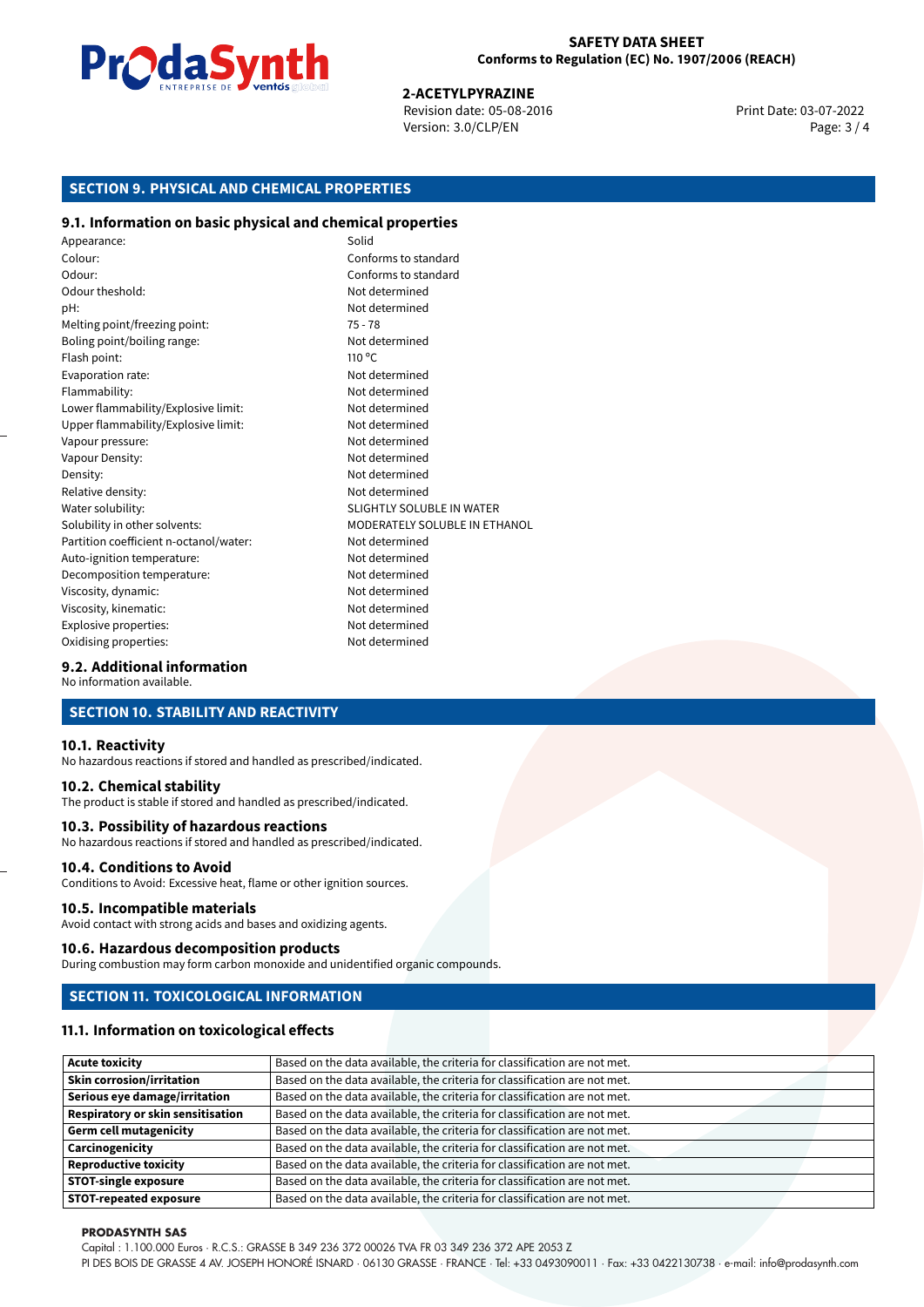## SECTION 9. PHYSICAL AND CHEMICAL PROPERTIES

### 9.1. Information on basic physical and chemical properties

| | |
|---|---|
| Appearance: | Solid |
| Colour: | Conforms to standard |
| Odour: | Conforms to standard |
| Odour theshold: | Not determined |
| pH: | Not determined |
| Melting point/freezing point: | 75 - 78 |
| Boling point/boiling range: | Not determined |
| Flash point: | 110 °C |
| Evaporation rate: | Not determined |
| Flammability: | Not determined |
| Lower flammability/Explosive limit: | Not determined |
| Upper flammability/Explosive limit: | Not determined |
| Vapour pressure: | Not determined |
| Vapour Density: | Not determined |
| Density: | Not determined |
| Relative density: | Not determined |
| Water solubility: | SLIGHTLY SOLUBLE IN WATER |
| Solubility in other solvents: | MODERATELY SOLUBLE IN ETHANOL |
| Partition coefficient n-octanol/water: | Not determined |
| Auto-ignition temperature: | Not determined |
| Decomposition temperature: | Not determined |
| Viscosity, dynamic: | Not determined |
| Viscosity, kinematic: | Not determined |
| Explosive properties: | Not determined |
| Oxidising properties: | Not determined |

### 9.2. Additional information

No information available.

## SECTION 10. STABILITY AND REACTIVITY

### 10.1. Reactivity

No hazardous reactions if stored and handled as prescribed/indicated.

### 10.2. Chemical stability

The product is stable if stored and handled as prescribed/indicated.

### 10.3. Possibility of hazardous reactions

No hazardous reactions if stored and handled as prescribed/indicated.

### 10.4. Conditions to Avoid

Conditions to Avoid: Excessive heat, flame or other ignition sources.

### 10.5. Incompatible materials

Avoid contact with strong acids and bases and oxidizing agents.

### 10.6. Hazardous decomposition products

During combustion may form carbon monoxide and unidentified organic compounds.

## SECTION 11. TOXICOLOGICAL INFORMATION

### 11.1. Information on toxicological effects

| | |
|---|---|
| **Acute toxicity** | Based on the data available, the criteria for classification are not met. |
| **Skin corrosion/irritation** | Based on the data available, the criteria for classification are not met. |
| **Serious eye damage/irritation** | Based on the data available, the criteria for classification are not met. |
| **Respiratory or skin sensitisation** | Based on the data available, the criteria for classification are not met. |
| **Germ cell mutagenicity** | Based on the data available, the criteria for classification are not met. |
| **Carcinogenicity** | Based on the data available, the criteria for classification are not met. |
| **Reproductive toxicity** | Based on the data available, the criteria for classification are not met. |
| **STOT-single exposure** | Based on the data available, the criteria for classification are not met. |
| **STOT-repeated exposure** | Based on the data available, the criteria for classification are not met. |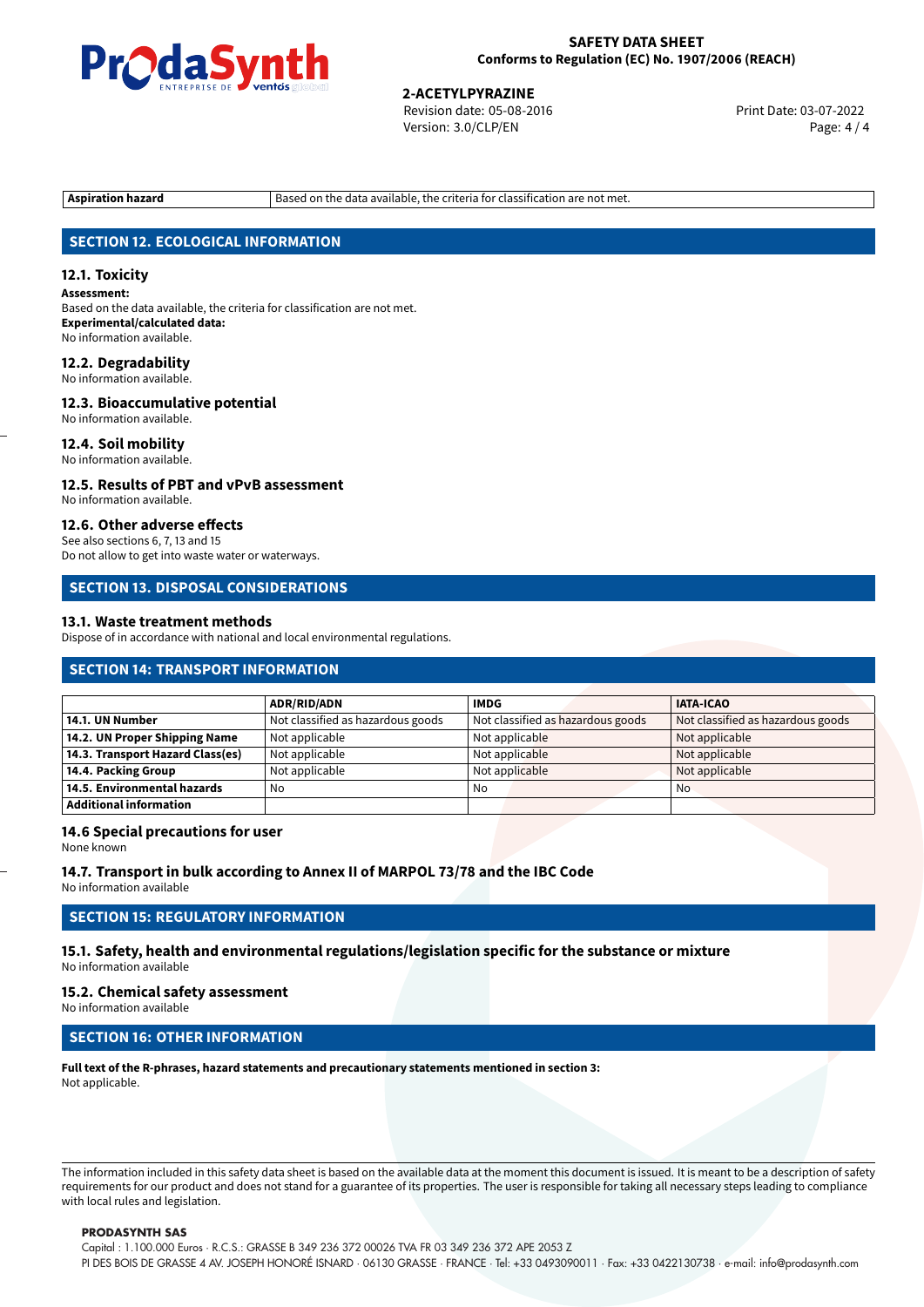| | |
|---|---|
| **Aspiration hazard** | Based on the data available, the criteria for classification are not met. |

## SECTION 12. ECOLOGICAL INFORMATION

### 12.1. Toxicity

**Assessment:**
Based on the data available, the criteria for classification are not met.
**Experimental/calculated data:**
No information available.

### 12.2. Degradability

No information available.

### 12.3. Bioaccumulative potential

No information available.

### 12.4. Soil mobility

No information available.

### 12.5. Results of PBT and vPvB assessment

No information available.

### 12.6. Other adverse effects

See also sections 6, 7, 13 and 15
Do not allow to get into waste water or waterways.

## SECTION 13. DISPOSAL CONSIDERATIONS

### 13.1. Waste treatment methods

Dispose of in accordance with national and local environmental regulations.

## SECTION 14: TRANSPORT INFORMATION

| | ADR/RID/ADN | IMDG | IATA-ICAO |
|---|---|---|---|
| **14.1. UN Number** | Not classified as hazardous goods | Not classified as hazardous goods | Not classified as hazardous goods |
| **14.2. UN Proper Shipping Name** | Not applicable | Not applicable | Not applicable |
| **14.3. Transport Hazard Class(es)** | Not applicable | Not applicable | Not applicable |
| **14.4. Packing Group** | Not applicable | Not applicable | Not applicable |
| **14.5. Environmental hazards** | No | No | No |
| **Additional information** | | | |

### 14.6 Special precautions for user

None known

### 14.7. Transport in bulk according to Annex II of MARPOL 73/78 and the IBC Code

No information available

## SECTION 15: REGULATORY INFORMATION

### 15.1. Safety, health and environmental regulations/legislation specific for the substance or mixture

No information available

### 15.2. Chemical safety assessment

No information available

## SECTION 16: OTHER INFORMATION

**Full text of the R-phrases, hazard statements and precautionary statements mentioned in section 3:**
Not applicable.

The information included in this safety data sheet is based on the available data at the moment this document is issued. It is meant to be a description of safety requirements for our product and does not stand for a guarantee of its properties. The user is responsible for taking all necessary steps leading to compliance with local rules and legislation.